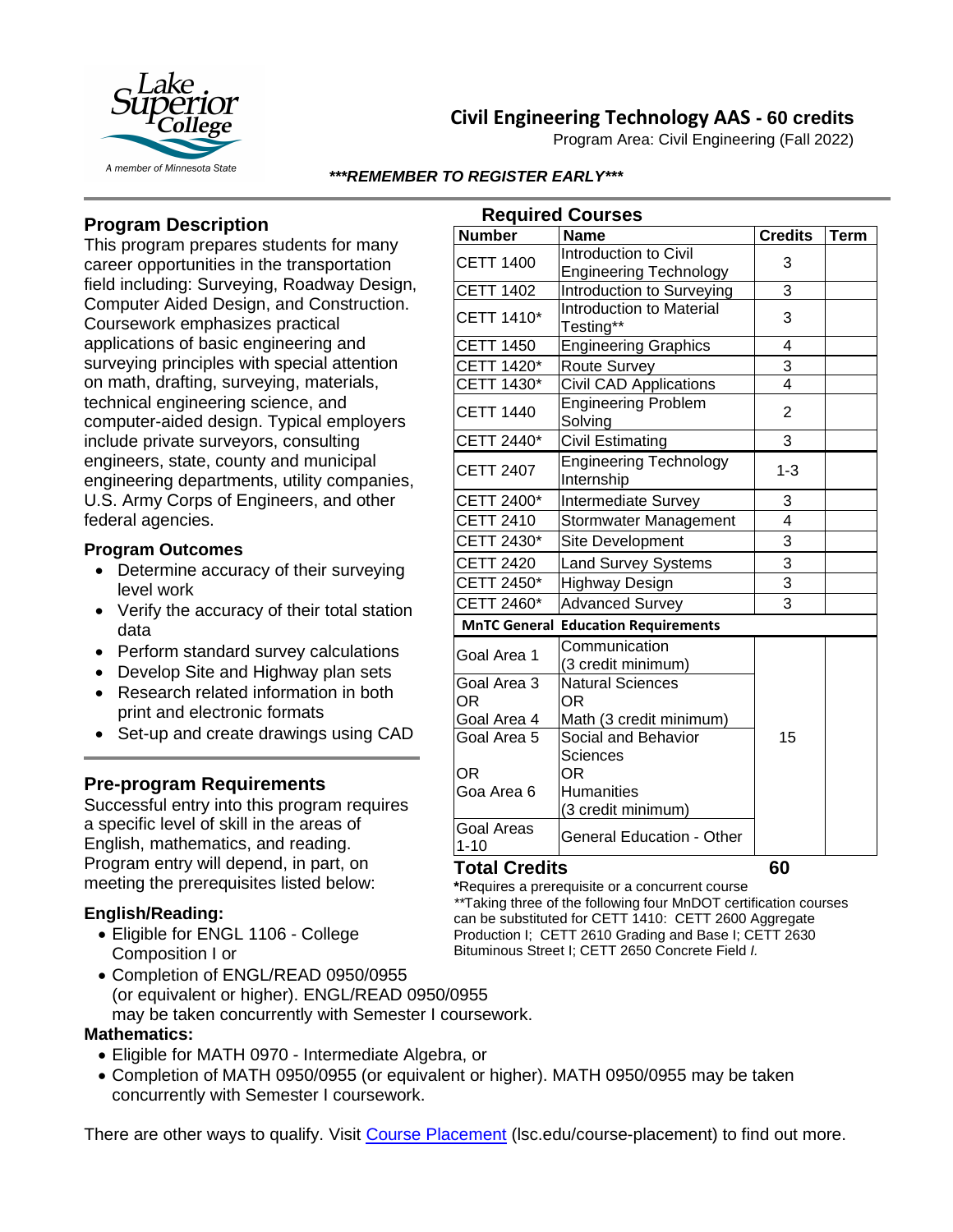# Civil Engineering Technology AAS - 60 credits

Program Area: Civil Engineering (Fall 2022)

***REMEMBER TO REGISTER EARLY***

## Program Description

This program prepares students for many career opportunities in the transportation field including: Surveying, Roadway Design, Computer Aided Design, and Construction. Coursework emphasizes practical applications of basic engineering and surveying principles with special attention on math, drafting, surveying, materials, technical engineering science, and computer-aided design. Typical employers include private surveyors, consulting engineers, state, county and municipal engineering departments, utility companies, U.S. Army Corps of Engineers, and other federal agencies.

### Program Outcomes

- Determine accuracy of their surveying level work
- Verify the accuracy of their total station data
- Perform standard survey calculations
- Develop Site and Highway plan sets
- Research related information in both print and electronic formats
- Set-up and create drawings using CAD

## Pre-program Requirements

Successful entry into this program requires a specific level of skill in the areas of English, mathematics, and reading. Program entry will depend, in part, on meeting the prerequisites listed below:

### English/Reading:

- Eligible for ENGL 1106 - College Composition I or
- Completion of ENGL/READ 0950/0955 (or equivalent or higher). ENGL/READ 0950/0955 may be taken concurrently with Semester I coursework.

### Mathematics:

- Eligible for MATH 0970 - Intermediate Algebra, or
- Completion of MATH 0950/0955 (or equivalent or higher). MATH 0950/0955 may be taken concurrently with Semester I coursework.

There are other ways to qualify. Visit Course Placement (lsc.edu/course-placement) to find out more.

## Required Courses

| Number | Name | Credits | Term |
|---|---|---|---|
| CETT 1400 | Introduction to Civil Engineering Technology | 3 | |
| CETT 1402 | Introduction to Surveying | 3 | |
| CETT 1410* | Introduction to Material Testing** | 3 | |
| CETT 1450 | Engineering Graphics | 4 | |
| CETT 1420* | Route Survey | 3 | |
| CETT 1430* | Civil CAD Applications | 4 | |
| CETT 1440 | Engineering Problem Solving | 2 | |
| CETT 2440* | Civil Estimating | 3 | |
| CETT 2407 | Engineering Technology Internship | 1-3 | |
| CETT 2400* | Intermediate Survey | 3 | |
| CETT 2410 | Stormwater Management | 4 | |
| CETT 2430* | Site Development | 3 | |
| CETT 2420 | Land Survey Systems | 3 | |
| CETT 2450* | Highway Design | 3 | |
| CETT 2460* | Advanced Survey | 3 | |
| **MnTC General** | **Education Requirements** | | |
| Goal Area 1 | Communication (3 credit minimum) | 15 | |
| Goal Area 3 OR Goal Area 4 | Natural Sciences OR Math (3 credit minimum) | | |
| Goal Area 5 OR Goa Area 6 | Social and Behavior Sciences OR Humanities (3 credit minimum) | | |
| Goal Areas 1-10 | General Education - Other | | |
| **Total Credits** | | **60** | |

*Requires a prerequisite or a concurrent course

**Taking three of the following four MnDOT certification courses can be substituted for CETT 1410: CETT 2600 Aggregate Production I; CETT 2610 Grading and Base I; CETT 2630 Bituminous Street I; CETT 2650 Concrete Field *I.*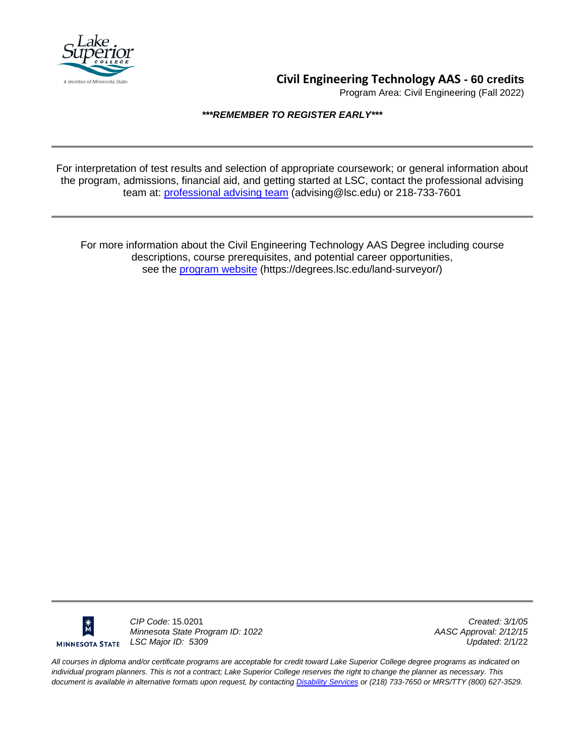## Civil Engineering Technology AAS - 60 credits

Program Area: Civil Engineering (Fall 2022)

***\*\*\*REMEMBER TO REGISTER EARLY\*\*\****

---

For interpretation of test results and selection of appropriate coursework; or general information about the program, admissions, financial aid, and getting started at LSC, contact the professional advising team at: [professional advising team](mailto:advising@lsc.edu) (advising@lsc.edu) or 218-733-7601

---

For more information about the Civil Engineering Technology AAS Degree including course descriptions, course prerequisites, and potential career opportunities, see the [program website](https://degrees.lsc.edu/land-surveyor/) (https://degrees.lsc.edu/land-surveyor/)

---

MINNESOTA STATE

*CIP Code:* 15.0201
*Minnesota State Program ID: 1022*
*LSC Major ID: 5309*

*Created: 3/1/05*
*AASC Approval: 2/12/15*
*Updated*: 2/1/22

*All courses in diploma and/or certificate programs are acceptable for credit toward Lake Superior College degree programs as indicated on individual program planners. This is not a contract; Lake Superior College reserves the right to change the planner as necessary. This document is available in alternative formats upon request, by contacting [Disability Services](#) or (218) 733-7650 or MRS/TTY (800) 627-3529.*